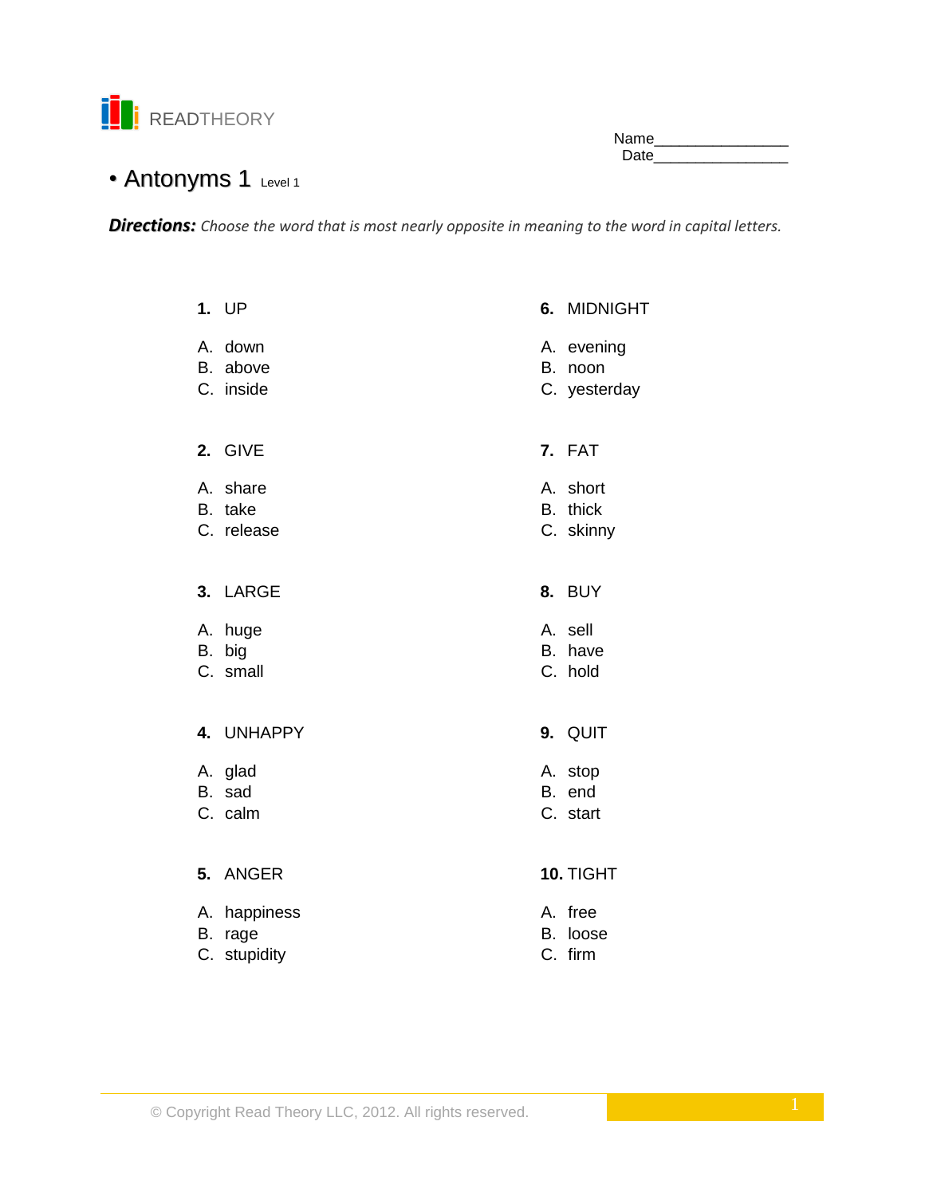READTHEORY

Name________________
Date________________

# • Antonyms 1 Level 1

***Directions:*** *Choose the word that is most nearly opposite in meaning to the word in capital letters.*

**1.** UP

A. down
B. above
C. inside

**2.** GIVE

A. share
B. take
C. release

**3.** LARGE

A. huge
B. big
C. small

**4.** UNHAPPY

A. glad
B. sad
C. calm

**5.** ANGER

A. happiness
B. rage
C. stupidity

**6.** MIDNIGHT

A. evening
B. noon
C. yesterday

**7.** FAT

A. short
B. thick
C. skinny

**8.** BUY

A. sell
B. have
C. hold

**9.** QUIT

A. stop
B. end
C. start

**10.** TIGHT

A. free
B. loose
C. firm

© Copyright Read Theory LLC, 2012. All rights reserved.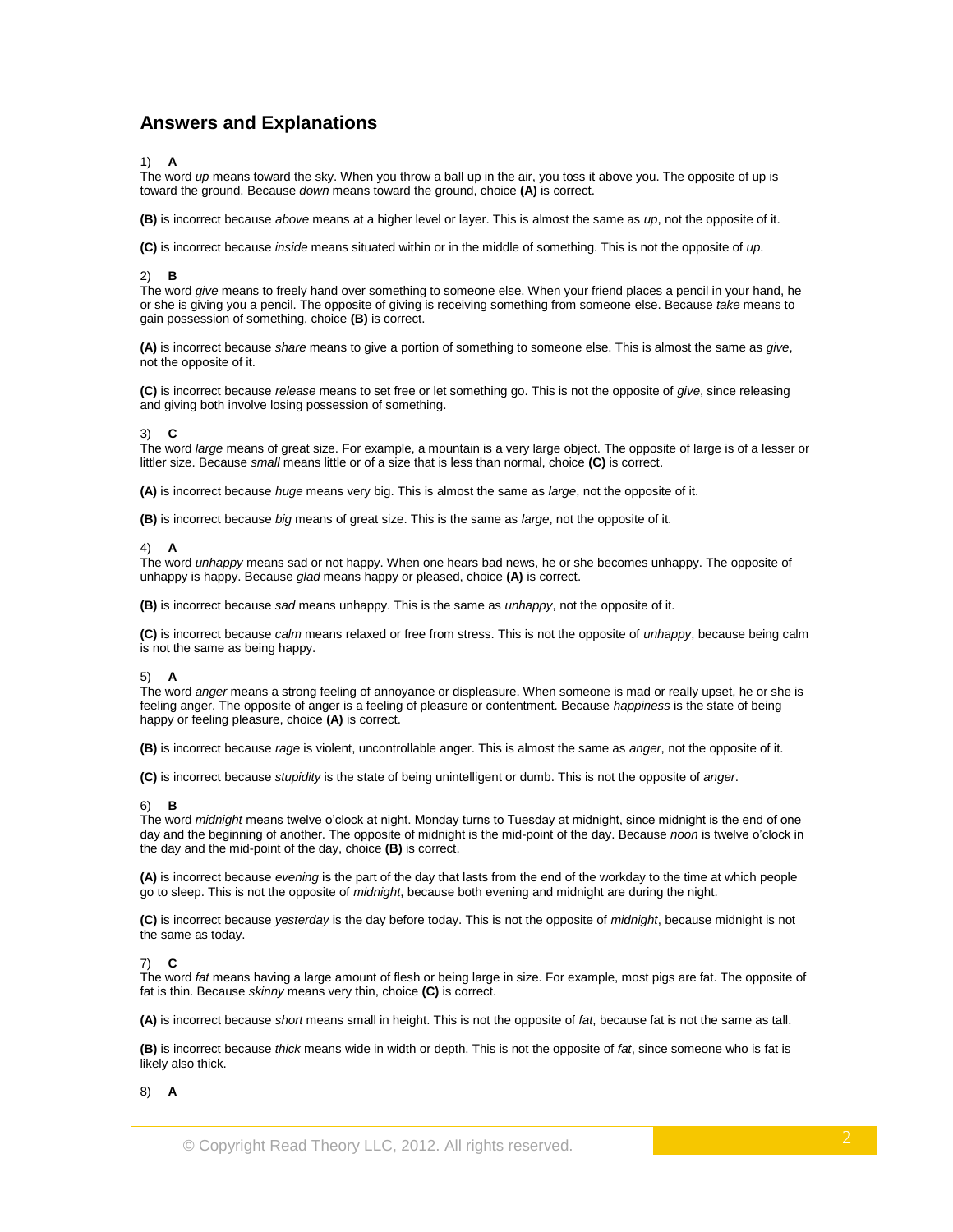## Answers and Explanations

1) **A**
The word *up* means toward the sky. When you throw a ball up in the air, you toss it above you. The opposite of up is toward the ground. Because *down* means toward the ground, choice **(A)** is correct.

**(B)** is incorrect because *above* means at a higher level or layer. This is almost the same as *up*, not the opposite of it.

**(C)** is incorrect because *inside* means situated within or in the middle of something. This is not the opposite of *up*.

2) **B**
The word *give* means to freely hand over something to someone else. When your friend places a pencil in your hand, he or she is giving you a pencil. The opposite of giving is receiving something from someone else. Because *take* means to gain possession of something, choice **(B)** is correct.

**(A)** is incorrect because *share* means to give a portion of something to someone else. This is almost the same as *give*, not the opposite of it.

**(C)** is incorrect because *release* means to set free or let something go. This is not the opposite of *give*, since releasing and giving both involve losing possession of something.

3) **C**
The word *large* means of great size. For example, a mountain is a very large object. The opposite of large is of a lesser or littler size. Because *small* means little or of a size that is less than normal, choice **(C)** is correct.

**(A)** is incorrect because *huge* means very big. This is almost the same as *large*, not the opposite of it.

**(B)** is incorrect because *big* means of great size. This is the same as *large*, not the opposite of it.

4) **A**
The word *unhappy* means sad or not happy. When one hears bad news, he or she becomes unhappy. The opposite of unhappy is happy. Because *glad* means happy or pleased, choice **(A)** is correct.

**(B)** is incorrect because *sad* means unhappy. This is the same as *unhappy*, not the opposite of it.

**(C)** is incorrect because *calm* means relaxed or free from stress. This is not the opposite of *unhappy*, because being calm is not the same as being happy.

5) **A**
The word *anger* means a strong feeling of annoyance or displeasure. When someone is mad or really upset, he or she is feeling anger. The opposite of anger is a feeling of pleasure or contentment. Because *happiness* is the state of being happy or feeling pleasure, choice **(A)** is correct.

**(B)** is incorrect because *rage* is violent, uncontrollable anger. This is almost the same as *anger*, not the opposite of it.

**(C)** is incorrect because *stupidity* is the state of being unintelligent or dumb. This is not the opposite of *anger*.

6) **B**
The word *midnight* means twelve o'clock at night. Monday turns to Tuesday at midnight, since midnight is the end of one day and the beginning of another. The opposite of midnight is the mid-point of the day. Because *noon* is twelve o'clock in the day and the mid-point of the day, choice **(B)** is correct.

**(A)** is incorrect because *evening* is the part of the day that lasts from the end of the workday to the time at which people go to sleep. This is not the opposite of *midnight*, because both evening and midnight are during the night.

**(C)** is incorrect because *yesterday* is the day before today. This is not the opposite of *midnight*, because midnight is not the same as today.

7) **C**
The word *fat* means having a large amount of flesh or being large in size. For example, most pigs are fat. The opposite of fat is thin. Because *skinny* means very thin, choice **(C)** is correct.

**(A)** is incorrect because *short* means small in height. This is not the opposite of *fat*, because fat is not the same as tall.

**(B)** is incorrect because *thick* means wide in width or depth. This is not the opposite of *fat*, since someone who is fat is likely also thick.

8) **A**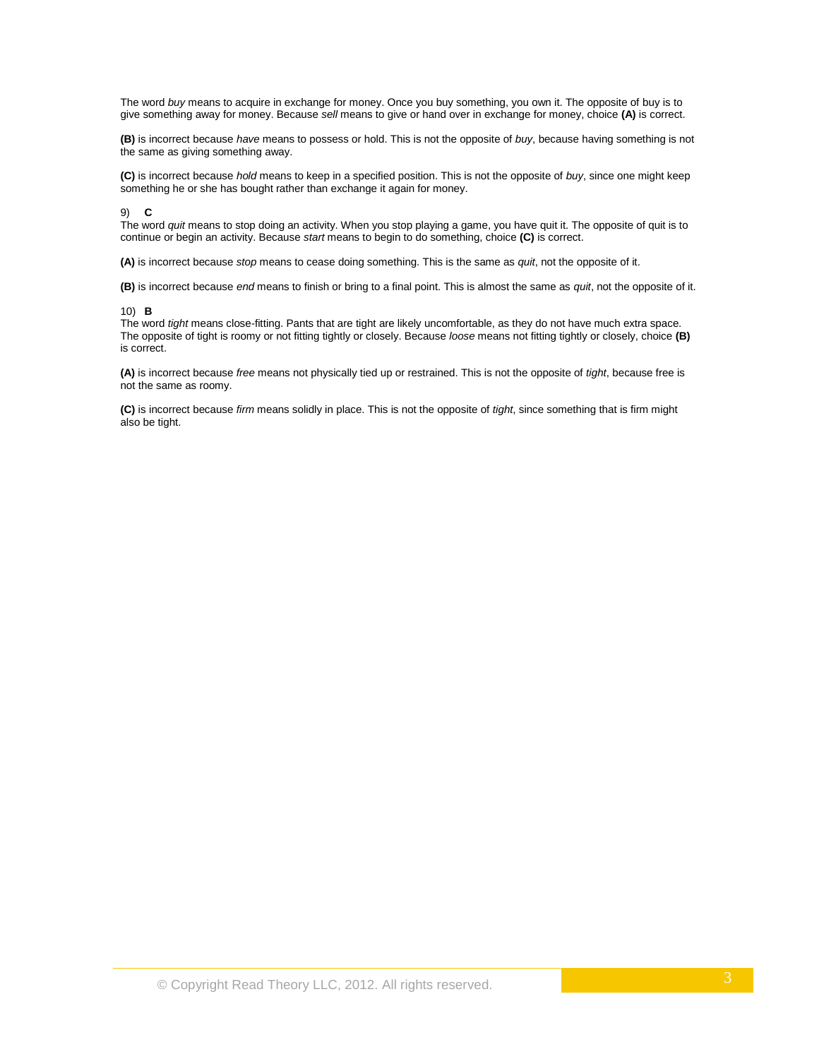The word *buy* means to acquire in exchange for money. Once you buy something, you own it. The opposite of buy is to give something away for money. Because *sell* means to give or hand over in exchange for money, choice **(A)** is correct.

**(B)** is incorrect because *have* means to possess or hold. This is not the opposite of *buy*, because having something is not the same as giving something away.

**(C)** is incorrect because *hold* means to keep in a specified position. This is not the opposite of *buy*, since one might keep something he or she has bought rather than exchange it again for money.

9) **C**

The word *quit* means to stop doing an activity. When you stop playing a game, you have quit it. The opposite of quit is to continue or begin an activity. Because *start* means to begin to do something, choice **(C)** is correct.

**(A)** is incorrect because *stop* means to cease doing something. This is the same as *quit*, not the opposite of it.

**(B)** is incorrect because *end* means to finish or bring to a final point. This is almost the same as *quit*, not the opposite of it.

10) **B**

The word *tight* means close-fitting. Pants that are tight are likely uncomfortable, as they do not have much extra space. The opposite of tight is roomy or not fitting tightly or closely. Because *loose* means not fitting tightly or closely, choice **(B)** is correct.

**(A)** is incorrect because *free* means not physically tied up or restrained. This is not the opposite of *tight*, because free is not the same as roomy.

**(C)** is incorrect because *firm* means solidly in place. This is not the opposite of *tight*, since something that is firm might also be tight.